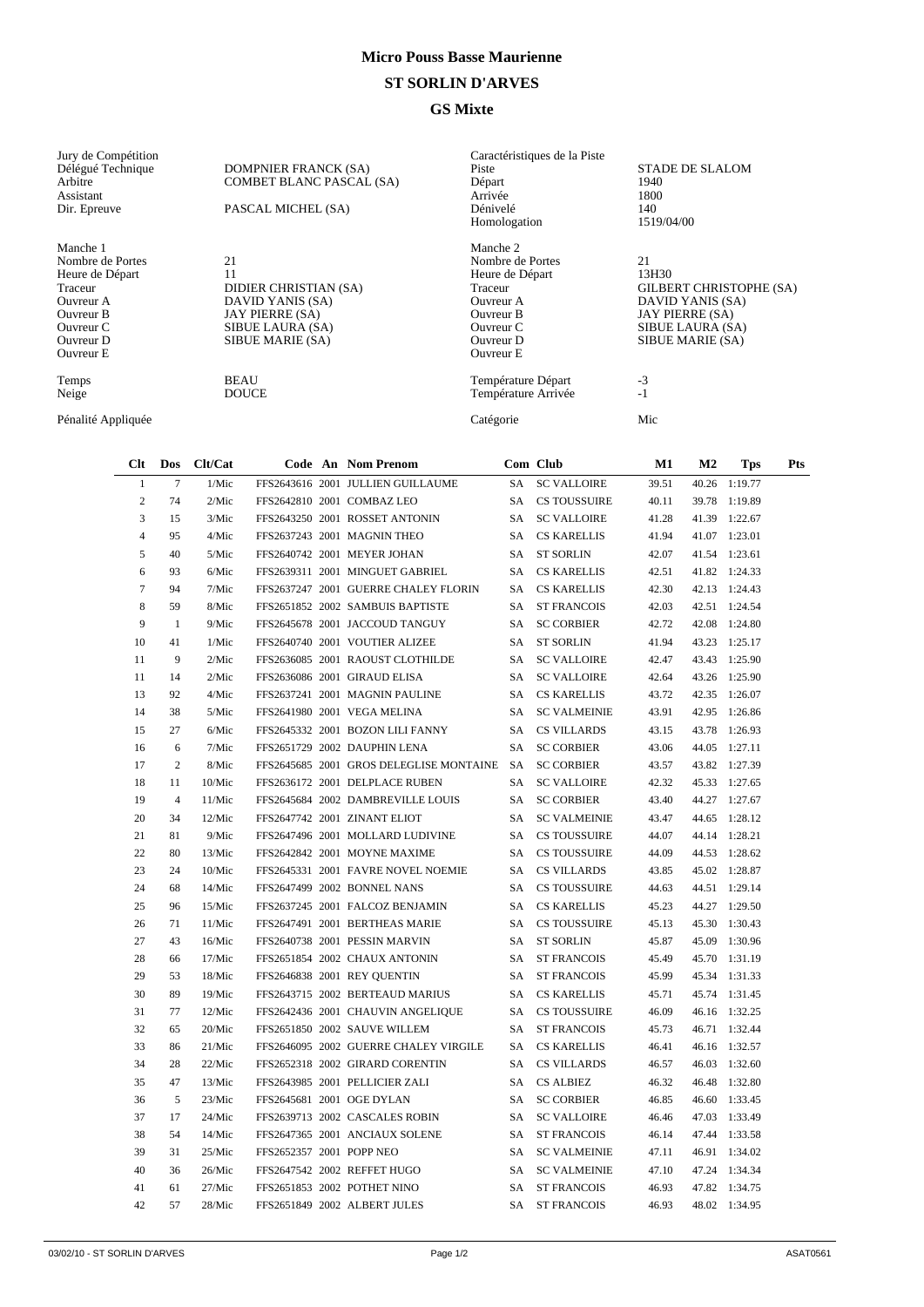# Micro Pouss Basse Maurienne

## ST SORLIN D'ARVES

### GS Mixte

| Jury de Compétition | | Caractéristiques de la Piste | |
|---|---|---|---|
| Délégué Technique | DOMPNIER FRANCK (SA) | Piste | STADE DE SLALOM |
| Arbitre | COMBET BLANC PASCAL (SA) | Départ | 1940 |
| Assistant | | Arrivée | 1800 |
| Dir. Epreuve | PASCAL MICHEL (SA) | Dénivelé | 140 |
| | | Homologation | 1519/04/00 |

| Manche 1 | | Manche 2 | |
|---|---|---|---|
| Nombre de Portes | 21 | Nombre de Portes | 21 |
| Heure de Départ | 11 | Heure de Départ | 13H30 |
| Traceur | DIDIER CHRISTIAN (SA) | Traceur | GILBERT CHRISTOPHE (SA) |
| Ouvreur A | DAVID YANIS (SA) | Ouvreur A | DAVID YANIS (SA) |
| Ouvreur B | JAY PIERRE (SA) | Ouvreur B | JAY PIERRE (SA) |
| Ouvreur C | SIBUE LAURA (SA) | Ouvreur C | SIBUE LAURA (SA) |
| Ouvreur D | SIBUE MARIE (SA) | Ouvreur D | SIBUE MARIE (SA) |
| Ouvreur E | | Ouvreur E | |

| | | | |
|---|---|---|---|
| Temps | BEAU | Température Départ | -3 |
| Neige | DOUCE | Température Arrivée | -1 |
| Pénalité Appliquée | | Catégorie | Mic |

| Clt | Dos | Clt/Cat | Code | An | Nom Prenom | Com | Club | M1 | M2 | Tps | Pts |
|---|---|---|---|---|---|---|---|---|---|---|---|
| 1 | 7 | 1/Mic | FFS2643616 | 2001 | JULLIEN GUILLAUME | SA | SC VALLOIRE | 39.51 | 40.26 | 1:19.77 | |
| 2 | 74 | 2/Mic | FFS2642810 | 2001 | COMBAZ LEO | SA | CS TOUSSUIRE | 40.11 | 39.78 | 1:19.89 | |
| 3 | 15 | 3/Mic | FFS2643250 | 2001 | ROSSET ANTONIN | SA | SC VALLOIRE | 41.28 | 41.39 | 1:22.67 | |
| 4 | 95 | 4/Mic | FFS2637243 | 2001 | MAGNIN THEO | SA | CS KARELLIS | 41.94 | 41.07 | 1:23.01 | |
| 5 | 40 | 5/Mic | FFS2640742 | 2001 | MEYER JOHAN | SA | ST SORLIN | 42.07 | 41.54 | 1:23.61 | |
| 6 | 93 | 6/Mic | FFS2639311 | 2001 | MINGUET GABRIEL | SA | CS KARELLIS | 42.51 | 41.82 | 1:24.33 | |
| 7 | 94 | 7/Mic | FFS2637247 | 2001 | GUERRE CHALEY FLORIN | SA | CS KARELLIS | 42.30 | 42.13 | 1:24.43 | |
| 8 | 59 | 8/Mic | FFS2651852 | 2002 | SAMBUIS BAPTISTE | SA | ST FRANCOIS | 42.03 | 42.51 | 1:24.54 | |
| 9 | 1 | 9/Mic | FFS2645678 | 2001 | JACCOUD TANGUY | SA | SC CORBIER | 42.72 | 42.08 | 1:24.80 | |
| 10 | 41 | 1/Mic | FFS2640740 | 2001 | VOUTIER ALIZEE | SA | ST SORLIN | 41.94 | 43.23 | 1:25.17 | |
| 11 | 9 | 2/Mic | FFS2636085 | 2001 | RAOUST CLOTHILDE | SA | SC VALLOIRE | 42.47 | 43.43 | 1:25.90 | |
| 11 | 14 | 2/Mic | FFS2636086 | 2001 | GIRAUD ELISA | SA | SC VALLOIRE | 42.64 | 43.26 | 1:25.90 | |
| 13 | 92 | 4/Mic | FFS2637241 | 2001 | MAGNIN PAULINE | SA | CS KARELLIS | 43.72 | 42.35 | 1:26.07 | |
| 14 | 38 | 5/Mic | FFS2641980 | 2001 | VEGA MELINA | SA | SC VALMEINIE | 43.91 | 42.95 | 1:26.86 | |
| 15 | 27 | 6/Mic | FFS2645332 | 2001 | BOZON LILI FANNY | SA | CS VILLARDS | 43.15 | 43.78 | 1:26.93 | |
| 16 | 6 | 7/Mic | FFS2651729 | 2002 | DAUPHIN LENA | SA | SC CORBIER | 43.06 | 44.05 | 1:27.11 | |
| 17 | 2 | 8/Mic | FFS2645685 | 2001 | GROS DELEGLISE MONTAINE | SA | SC CORBIER | 43.57 | 43.82 | 1:27.39 | |
| 18 | 11 | 10/Mic | FFS2636172 | 2001 | DELPLACE RUBEN | SA | SC VALLOIRE | 42.32 | 45.33 | 1:27.65 | |
| 19 | 4 | 11/Mic | FFS2645684 | 2002 | DAMBREVILLE LOUIS | SA | SC CORBIER | 43.40 | 44.27 | 1:27.67 | |
| 20 | 34 | 12/Mic | FFS2647742 | 2001 | ZINANT ELIOT | SA | SC VALMEINIE | 43.47 | 44.65 | 1:28.12 | |
| 21 | 81 | 9/Mic | FFS2647496 | 2001 | MOLLARD LUDIVINE | SA | CS TOUSSUIRE | 44.07 | 44.14 | 1:28.21 | |
| 22 | 80 | 13/Mic | FFS2642842 | 2001 | MOYNE MAXIME | SA | CS TOUSSUIRE | 44.09 | 44.53 | 1:28.62 | |
| 23 | 24 | 10/Mic | FFS2645331 | 2001 | FAVRE NOVEL NOEMIE | SA | CS VILLARDS | 43.85 | 45.02 | 1:28.87 | |
| 24 | 68 | 14/Mic | FFS2647499 | 2002 | BONNEL NANS | SA | CS TOUSSUIRE | 44.63 | 44.51 | 1:29.14 | |
| 25 | 96 | 15/Mic | FFS2637245 | 2001 | FALCOZ BENJAMIN | SA | CS KARELLIS | 45.23 | 44.27 | 1:29.50 | |
| 26 | 71 | 11/Mic | FFS2647491 | 2001 | BERTHEAS MARIE | SA | CS TOUSSUIRE | 45.13 | 45.30 | 1:30.43 | |
| 27 | 43 | 16/Mic | FFS2640738 | 2001 | PESSIN MARVIN | SA | ST SORLIN | 45.87 | 45.09 | 1:30.96 | |
| 28 | 66 | 17/Mic | FFS2651854 | 2002 | CHAUX ANTONIN | SA | ST FRANCOIS | 45.49 | 45.70 | 1:31.19 | |
| 29 | 53 | 18/Mic | FFS2646838 | 2001 | REY QUENTIN | SA | ST FRANCOIS | 45.99 | 45.34 | 1:31.33 | |
| 30 | 89 | 19/Mic | FFS2643715 | 2002 | BERTEAUD MARIUS | SA | CS KARELLIS | 45.71 | 45.74 | 1:31.45 | |
| 31 | 77 | 12/Mic | FFS2642436 | 2001 | CHAUVIN ANGELIQUE | SA | CS TOUSSUIRE | 46.09 | 46.16 | 1:32.25 | |
| 32 | 65 | 20/Mic | FFS2651850 | 2002 | SAUVE WILLEM | SA | ST FRANCOIS | 45.73 | 46.71 | 1:32.44 | |
| 33 | 86 | 21/Mic | FFS2646095 | 2002 | GUERRE CHALEY VIRGILE | SA | CS KARELLIS | 46.41 | 46.16 | 1:32.57 | |
| 34 | 28 | 22/Mic | FFS2652318 | 2002 | GIRARD CORENTIN | SA | CS VILLARDS | 46.57 | 46.03 | 1:32.60 | |
| 35 | 47 | 13/Mic | FFS2643985 | 2001 | PELLICIER ZALI | SA | CS ALBIEZ | 46.32 | 46.48 | 1:32.80 | |
| 36 | 5 | 23/Mic | FFS2645681 | 2001 | OGE DYLAN | SA | SC CORBIER | 46.85 | 46.60 | 1:33.45 | |
| 37 | 17 | 24/Mic | FFS2639713 | 2002 | CASCALES ROBIN | SA | SC VALLOIRE | 46.46 | 47.03 | 1:33.49 | |
| 38 | 54 | 14/Mic | FFS2647365 | 2001 | ANCIAUX SOLENE | SA | ST FRANCOIS | 46.14 | 47.44 | 1:33.58 | |
| 39 | 31 | 25/Mic | FFS2652357 | 2001 | POPP NEO | SA | SC VALMEINIE | 47.11 | 46.91 | 1:34.02 | |
| 40 | 36 | 26/Mic | FFS2647542 | 2002 | REFFET HUGO | SA | SC VALMEINIE | 47.10 | 47.24 | 1:34.34 | |
| 41 | 61 | 27/Mic | FFS2651853 | 2002 | POTHET NINO | SA | ST FRANCOIS | 46.93 | 47.82 | 1:34.75 | |
| 42 | 57 | 28/Mic | FFS2651849 | 2002 | ALBERT JULES | SA | ST FRANCOIS | 46.93 | 48.02 | 1:34.95 | |

03/02/10 - ST SORLIN D'ARVES ASAT0561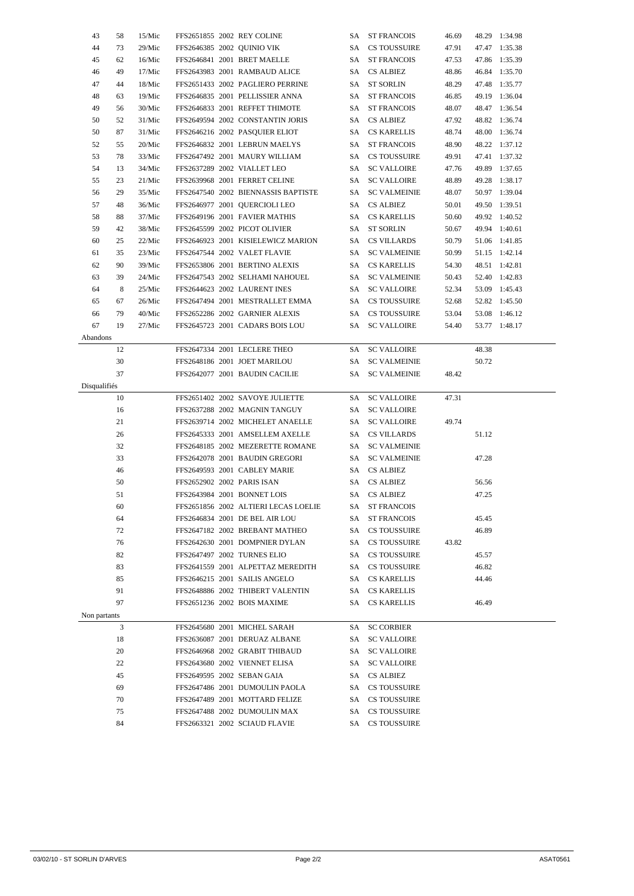| | | | | | | | | | | | |
|---|---|---|---|---|---|---|---|---|---|---|---|
| 43 | 58 | 15/Mic | FFS2651855 | 2002 | REY COLINE | SA | ST FRANCOIS | 46.69 | 48.29 | 1:34.98 |
| 44 | 73 | 29/Mic | FFS2646385 | 2002 | QUINIO VIK | SA | CS TOUSSUIRE | 47.91 | 47.47 | 1:35.38 |
| 45 | 62 | 16/Mic | FFS2646841 | 2001 | BRET MAELLE | SA | ST FRANCOIS | 47.53 | 47.86 | 1:35.39 |
| 46 | 49 | 17/Mic | FFS2643983 | 2001 | RAMBAUD ALICE | SA | CS ALBIEZ | 48.86 | 46.84 | 1:35.70 |
| 47 | 44 | 18/Mic | FFS2651433 | 2002 | PAGLIERO PERRINE | SA | ST SORLIN | 48.29 | 47.48 | 1:35.77 |
| 48 | 63 | 19/Mic | FFS2646835 | 2001 | PELLISSIER ANNA | SA | ST FRANCOIS | 46.85 | 49.19 | 1:36.04 |
| 49 | 56 | 30/Mic | FFS2646833 | 2001 | REFFET THIMOTE | SA | ST FRANCOIS | 48.07 | 48.47 | 1:36.54 |
| 50 | 52 | 31/Mic | FFS2649594 | 2002 | CONSTANTIN JORIS | SA | CS ALBIEZ | 47.92 | 48.82 | 1:36.74 |
| 50 | 87 | 31/Mic | FFS2646216 | 2002 | PASQUIER ELIOT | SA | CS KARELLIS | 48.74 | 48.00 | 1:36.74 |
| 52 | 55 | 20/Mic | FFS2646832 | 2001 | LEBRUN MAELYS | SA | ST FRANCOIS | 48.90 | 48.22 | 1:37.12 |
| 53 | 78 | 33/Mic | FFS2647492 | 2001 | MAURY WILLIAM | SA | CS TOUSSUIRE | 49.91 | 47.41 | 1:37.32 |
| 54 | 13 | 34/Mic | FFS2637289 | 2002 | VIALLET LEO | SA | SC VALLOIRE | 47.76 | 49.89 | 1:37.65 |
| 55 | 23 | 21/Mic | FFS2639968 | 2001 | FERRET CELINE | SA | SC VALLOIRE | 48.89 | 49.28 | 1:38.17 |
| 56 | 29 | 35/Mic | FFS2647540 | 2002 | BIENNASSIS BAPTISTE | SA | SC VALMEINIE | 48.07 | 50.97 | 1:39.04 |
| 57 | 48 | 36/Mic | FFS2646977 | 2001 | QUERCIOLI LEO | SA | CS ALBIEZ | 50.01 | 49.50 | 1:39.51 |
| 58 | 88 | 37/Mic | FFS2649196 | 2001 | FAVIER MATHIS | SA | CS KARELLIS | 50.60 | 49.92 | 1:40.52 |
| 59 | 42 | 38/Mic | FFS2645599 | 2002 | PICOT OLIVIER | SA | ST SORLIN | 50.67 | 49.94 | 1:40.61 |
| 60 | 25 | 22/Mic | FFS2646923 | 2001 | KISIELEWICZ MARION | SA | CS VILLARDS | 50.79 | 51.06 | 1:41.85 |
| 61 | 35 | 23/Mic | FFS2647544 | 2002 | VALET FLAVIE | SA | SC VALMEINIE | 50.99 | 51.15 | 1:42.14 |
| 62 | 90 | 39/Mic | FFS2653806 | 2001 | BERTINO ALEXIS | SA | CS KARELLIS | 54.30 | 48.51 | 1:42.81 |
| 63 | 39 | 24/Mic | FFS2647543 | 2002 | SELHAMI NAHOUEL | SA | SC VALMEINIE | 50.43 | 52.40 | 1:42.83 |
| 64 | 8 | 25/Mic | FFS2644623 | 2002 | LAURENT INES | SA | SC VALLOIRE | 52.34 | 53.09 | 1:45.43 |
| 65 | 67 | 26/Mic | FFS2647494 | 2001 | MESTRALLET EMMA | SA | CS TOUSSUIRE | 52.68 | 52.82 | 1:45.50 |
| 66 | 79 | 40/Mic | FFS2652286 | 2002 | GARNIER ALEXIS | SA | CS TOUSSUIRE | 53.04 | 53.08 | 1:46.12 |
| 67 | 19 | 27/Mic | FFS2645723 | 2001 | CADARS BOIS LOU | SA | SC VALLOIRE | 54.40 | 53.77 | 1:48.17 |
| Abandons | | | | | | | | | | |
| | 12 | | FFS2647334 | 2001 | LECLERE THEO | SA | SC VALLOIRE | | 48.38 | |
| | 30 | | FFS2648186 | 2001 | JOET MARILOU | SA | SC VALMEINIE | | 50.72 | |
| | 37 | | FFS2642077 | 2001 | BAUDIN CACILIE | SA | SC VALMEINIE | 48.42 | | |
| Disqualifiés | | | | | | | | | | |
| | 10 | | FFS2651402 | 2002 | SAVOYE JULIETTE | SA | SC VALLOIRE | 47.31 | | |
| | 16 | | FFS2637288 | 2002 | MAGNIN TANGUY | SA | SC VALLOIRE | | | |
| | 21 | | FFS2639714 | 2002 | MICHELET ANAELLE | SA | SC VALLOIRE | 49.74 | | |
| | 26 | | FFS2645333 | 2001 | AMSELLEM AXELLE | SA | CS VILLARDS | | 51.12 | |
| | 32 | | FFS2648185 | 2002 | MEZERETTE ROMANE | SA | SC VALMEINIE | | | |
| | 33 | | FFS2642078 | 2001 | BAUDIN GREGORI | SA | SC VALMEINIE | | 47.28 | |
| | 46 | | FFS2649593 | 2001 | CABLEY MARIE | SA | CS ALBIEZ | | | |
| | 50 | | FFS2652902 | 2002 | PARIS ISAN | SA | CS ALBIEZ | | 56.56 | |
| | 51 | | FFS2643984 | 2001 | BONNET LOIS | SA | CS ALBIEZ | | 47.25 | |
| | 60 | | FFS2651856 | 2002 | ALTIERI LECAS LOELIE | SA | ST FRANCOIS | | | |
| | 64 | | FFS2646834 | 2001 | DE BEL AIR LOU | SA | ST FRANCOIS | | 45.45 | |
| | 72 | | FFS2647182 | 2002 | BREBANT MATHEO | SA | CS TOUSSUIRE | | 46.89 | |
| | 76 | | FFS2642630 | 2001 | DOMPNIER DYLAN | SA | CS TOUSSUIRE | 43.82 | | |
| | 82 | | FFS2647497 | 2002 | TURNES ELIO | SA | CS TOUSSUIRE | | 45.57 | |
| | 83 | | FFS2641559 | 2001 | ALPETTAZ MEREDITH | SA | CS TOUSSUIRE | | 46.82 | |
| | 85 | | FFS2646215 | 2001 | SAILIS ANGELO | SA | CS KARELLIS | | 44.46 | |
| | 91 | | FFS2648886 | 2002 | THIBERT VALENTIN | SA | CS KARELLIS | | | |
| | 97 | | FFS2651236 | 2002 | BOIS MAXIME | SA | CS KARELLIS | | 46.49 | |
| Non partants | | | | | | | | | | |
| | 3 | | FFS2645680 | 2001 | MICHEL SARAH | SA | SC CORBIER | | | |
| | 18 | | FFS2636087 | 2001 | DERUAZ ALBANE | SA | SC VALLOIRE | | | |
| | 20 | | FFS2646968 | 2002 | GRABIT THIBAUD | SA | SC VALLOIRE | | | |
| | 22 | | FFS2643680 | 2002 | VIENNET ELISA | SA | SC VALLOIRE | | | |
| | 45 | | FFS2649595 | 2002 | SEBAN GAIA | SA | CS ALBIEZ | | | |
| | 69 | | FFS2647486 | 2001 | DUMOULIN PAOLA | SA | CS TOUSSUIRE | | | |
| | 70 | | FFS2647489 | 2001 | MOTTARD FELIZE | SA | CS TOUSSUIRE | | | |
| | 75 | | FFS2647488 | 2002 | DUMOULIN MAX | SA | CS TOUSSUIRE | | | |
| | 84 | | FFS2663321 | 2002 | SCIAUD FLAVIE | SA | CS TOUSSUIRE | | | |

03/02/10 - ST SORLIN D'ARVES ASAT0561